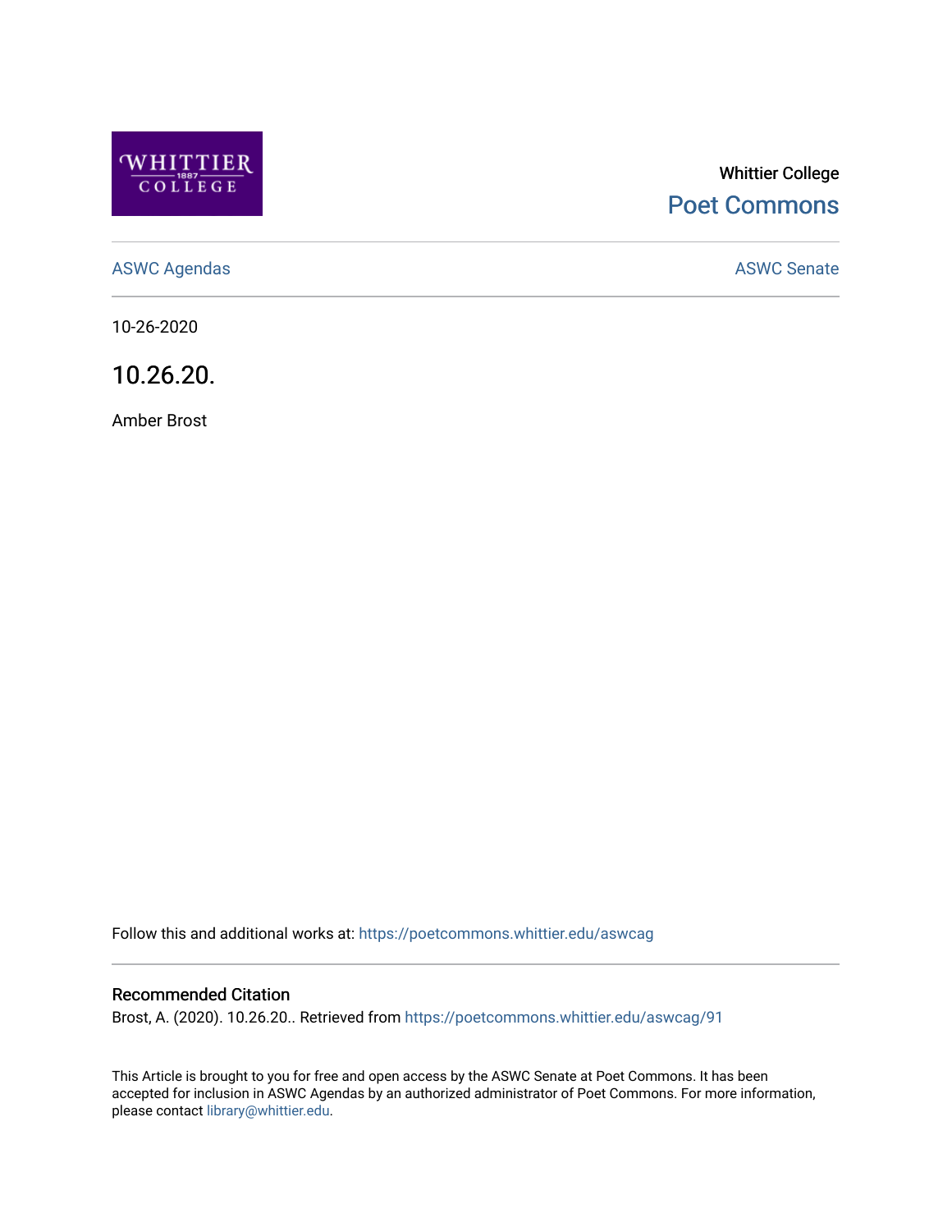WHITTIER 1887 COLLEGE

Whittier College

Poet Commons

ASWC Agendas

ASWC Senate

10-26-2020

# 10.26.20.

Amber Brost

Follow this and additional works at: https://poetcommons.whittier.edu/aswcag

## Recommended Citation

Brost, A. (2020). 10.26.20.. Retrieved from https://poetcommons.whittier.edu/aswcag/91

This Article is brought to you for free and open access by the ASWC Senate at Poet Commons. It has been accepted for inclusion in ASWC Agendas by an authorized administrator of Poet Commons. For more information, please contact library@whittier.edu.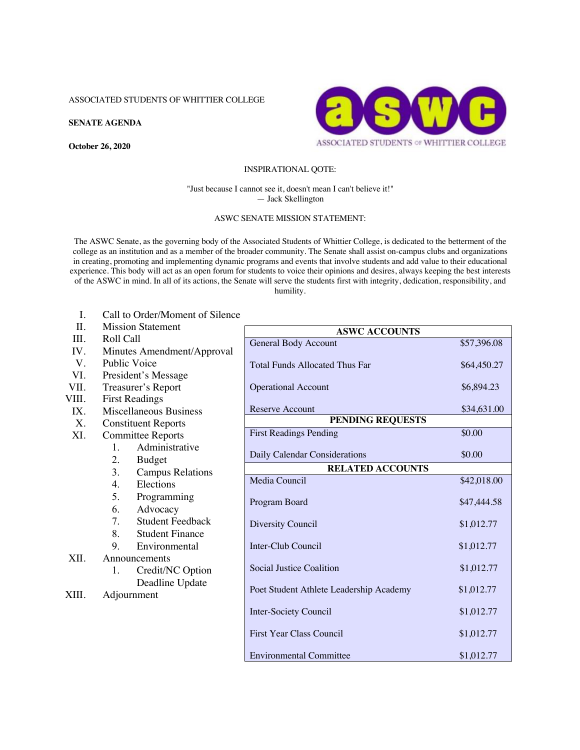ASSOCIATED STUDENTS OF WHITTIER COLLEGE

**SENATE AGENDA**

**October 26, 2020**

ASSOCIATED STUDENTS OF WHITTIER COLLEGE

INSPIRATIONAL QOTE:

"Just because I cannot see it, doesn't mean I can't believe it!"
— Jack Skellington

ASWC SENATE MISSION STATEMENT:

The ASWC Senate, as the governing body of the Associated Students of Whittier College, is dedicated to the betterment of the college as an institution and as a member of the broader community. The Senate shall assist on-campus clubs and organizations in creating, promoting and implementing dynamic programs and events that involve students and add value to their educational experience. This body will act as an open forum for students to voice their opinions and desires, always keeping the best interests of the ASWC in mind. In all of its actions, the Senate will serve the students first with integrity, dedication, responsibility, and humility.

I. Call to Order/Moment of Silence
II. Mission Statement
III. Roll Call
IV. Minutes Amendment/Approval
V. Public Voice
VI. President's Message
VII. Treasurer's Report
VIII. First Readings
IX. Miscellaneous Business
X. Constituent Reports
XI. Committee Reports
    1. Administrative
    2. Budget
    3. Campus Relations
    4. Elections
    5. Programming
    6. Advocacy
    7. Student Feedback
    8. Student Finance
    9. Environmental
XII. Announcements
    1. Credit/NC Option Deadline Update
XIII. Adjournment

| **ASWC ACCOUNTS** | |
|---|---|
| General Body Account | $57,396.08 |
| Total Funds Allocated Thus Far | $64,450.27 |
| Operational Account | $6,894.23 |
| Reserve Account | $34,631.00 |
| **PENDING REQUESTS** | |
| First Readings Pending | $0.00 |
| Daily Calendar Considerations | $0.00 |
| **RELATED ACCOUNTS** | |
| Media Council | $42,018.00 |
| Program Board | $47,444.58 |
| Diversity Council | $1,012.77 |
| Inter-Club Council | $1,012.77 |
| Social Justice Coalition | $1,012.77 |
| Poet Student Athlete Leadership Academy | $1,012.77 |
| Inter-Society Council | $1,012.77 |
| First Year Class Council | $1,012.77 |
| Environmental Committee | $1,012.77 |